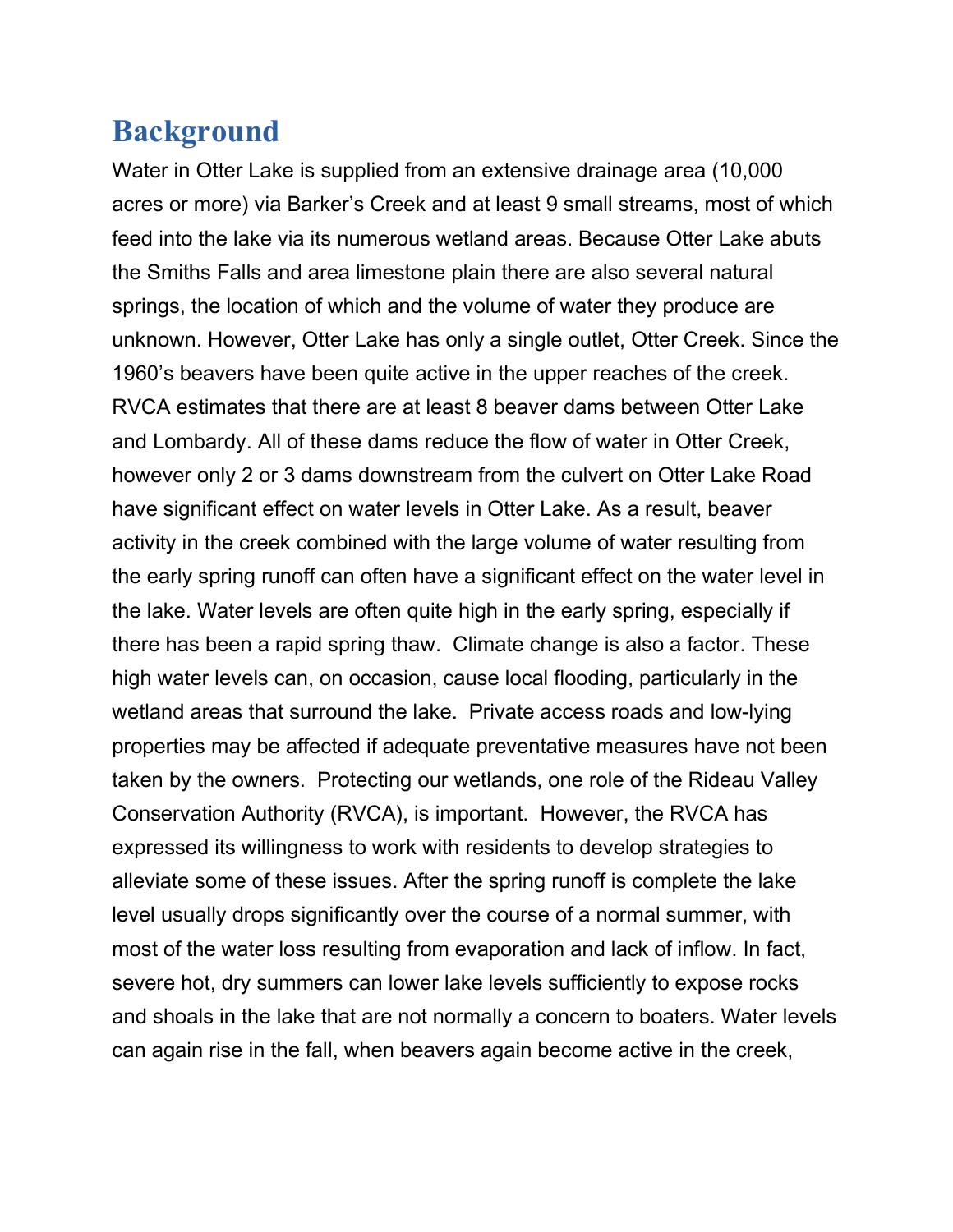# Background

Water in Otter Lake is supplied from an extensive drainage area (10,000 acres or more) via Barker's Creek and at least 9 small streams, most of which feed into the lake via its numerous wetland areas. Because Otter Lake abuts the Smiths Falls and area limestone plain there are also several natural springs, the location of which and the volume of water they produce are unknown. However, Otter Lake has only a single outlet, Otter Creek. Since the 1960's beavers have been quite active in the upper reaches of the creek. RVCA estimates that there are at least 8 beaver dams between Otter Lake and Lombardy. All of these dams reduce the flow of water in Otter Creek, however only 2 or 3 dams downstream from the culvert on Otter Lake Road have significant effect on water levels in Otter Lake. As a result, beaver activity in the creek combined with the large volume of water resulting from the early spring runoff can often have a significant effect on the water level in the lake. Water levels are often quite high in the early spring, especially if there has been a rapid spring thaw. Climate change is also a factor. These high water levels can, on occasion, cause local flooding, particularly in the wetland areas that surround the lake. Private access roads and low-lying properties may be affected if adequate preventative measures have not been taken by the owners. Protecting our wetlands, one role of the Rideau Valley Conservation Authority (RVCA), is important. However, the RVCA has expressed its willingness to work with residents to develop strategies to alleviate some of these issues. After the spring runoff is complete the lake level usually drops significantly over the course of a normal summer, with most of the water loss resulting from evaporation and lack of inflow. In fact, severe hot, dry summers can lower lake levels sufficiently to expose rocks and shoals in the lake that are not normally a concern to boaters. Water levels can again rise in the fall, when beavers again become active in the creek,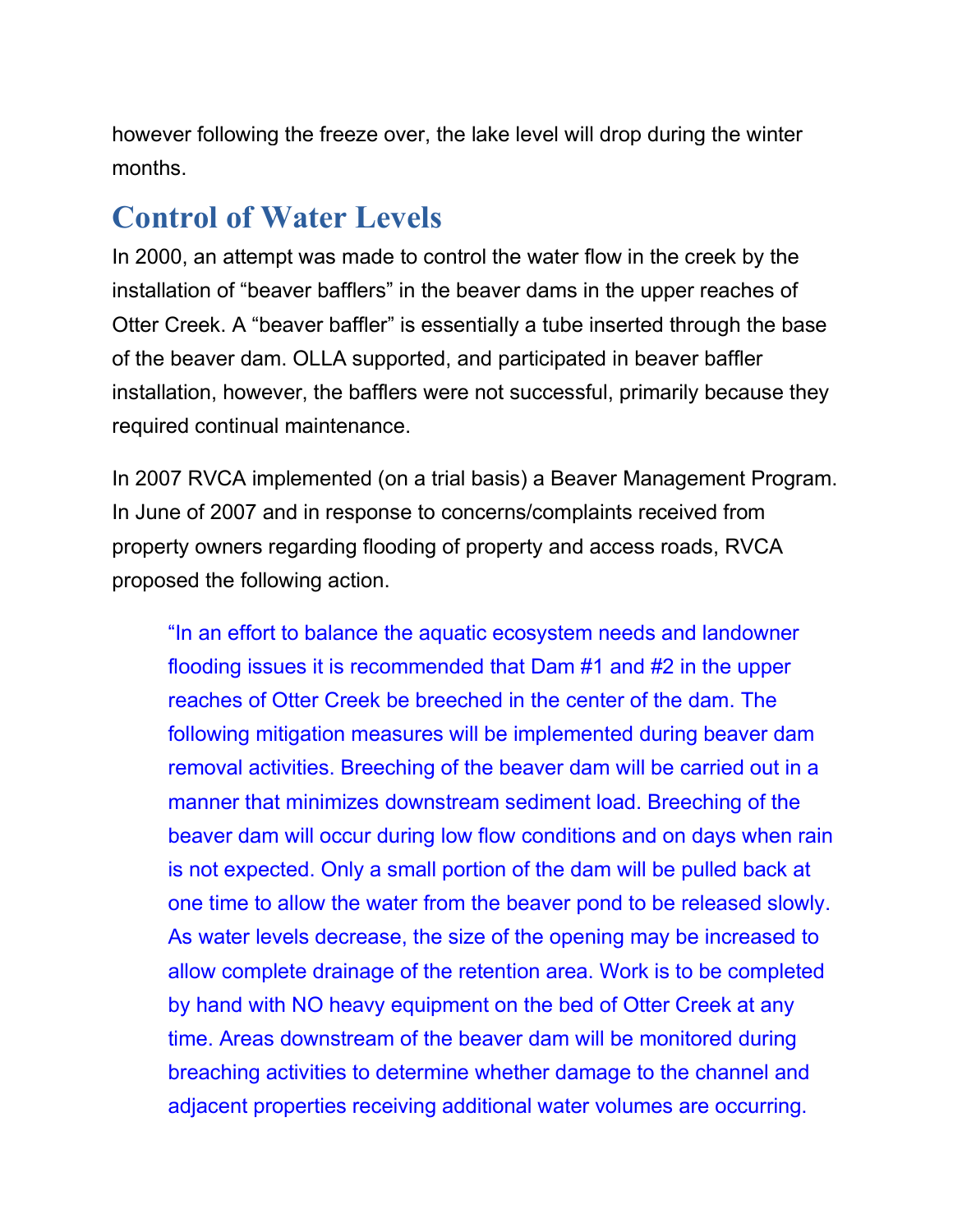however following the freeze over, the lake level will drop during the winter months.

## Control of Water Levels

In 2000, an attempt was made to control the water flow in the creek by the installation of “beaver bafflers” in the beaver dams in the upper reaches of Otter Creek. A “beaver baffler” is essentially a tube inserted through the base of the beaver dam. OLLA supported, and participated in beaver baffler installation, however, the bafflers were not successful, primarily because they required continual maintenance.

In 2007 RVCA implemented (on a trial basis) a Beaver Management Program. In June of 2007 and in response to concerns/complaints received from property owners regarding flooding of property and access roads, RVCA proposed the following action.

> “In an effort to balance the aquatic ecosystem needs and landowner flooding issues it is recommended that Dam #1 and #2 in the upper reaches of Otter Creek be breeched in the center of the dam. The following mitigation measures will be implemented during beaver dam removal activities. Breeching of the beaver dam will be carried out in a manner that minimizes downstream sediment load. Breeching of the beaver dam will occur during low flow conditions and on days when rain is not expected. Only a small portion of the dam will be pulled back at one time to allow the water from the beaver pond to be released slowly. As water levels decrease, the size of the opening may be increased to allow complete drainage of the retention area. Work is to be completed by hand with NO heavy equipment on the bed of Otter Creek at any time. Areas downstream of the beaver dam will be monitored during breaching activities to determine whether damage to the channel and adjacent properties receiving additional water volumes are occurring.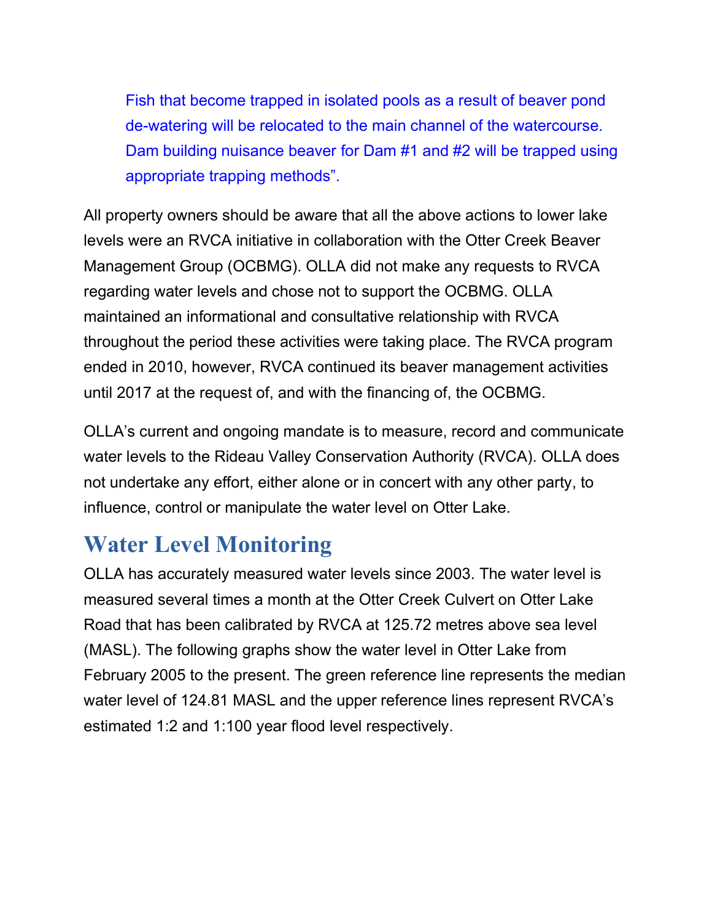> Fish that become trapped in isolated pools as a result of beaver pond de-watering will be relocated to the main channel of the watercourse. Dam building nuisance beaver for Dam #1 and #2 will be trapped using appropriate trapping methods".

All property owners should be aware that all the above actions to lower lake levels were an RVCA initiative in collaboration with the Otter Creek Beaver Management Group (OCBMG). OLLA did not make any requests to RVCA regarding water levels and chose not to support the OCBMG. OLLA maintained an informational and consultative relationship with RVCA throughout the period these activities were taking place. The RVCA program ended in 2010, however, RVCA continued its beaver management activities until 2017 at the request of, and with the financing of, the OCBMG.

OLLA's current and ongoing mandate is to measure, record and communicate water levels to the Rideau Valley Conservation Authority (RVCA). OLLA does not undertake any effort, either alone or in concert with any other party, to influence, control or manipulate the water level on Otter Lake.

## Water Level Monitoring

OLLA has accurately measured water levels since 2003. The water level is measured several times a month at the Otter Creek Culvert on Otter Lake Road that has been calibrated by RVCA at 125.72 metres above sea level (MASL). The following graphs show the water level in Otter Lake from February 2005 to the present. The green reference line represents the median water level of 124.81 MASL and the upper reference lines represent RVCA's estimated 1:2 and 1:100 year flood level respectively.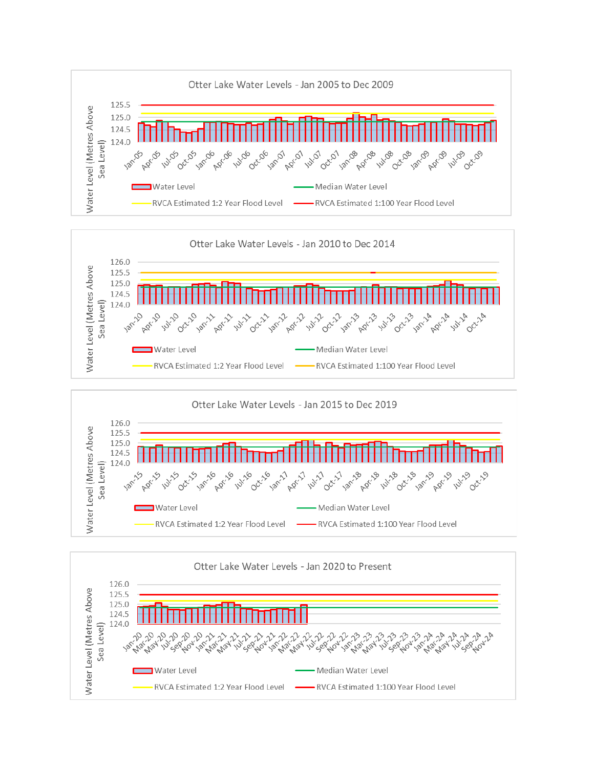## Otter Lake Water Levels - Jan 2005 to Dec 2009

Water Level (Metres Above Sea Level)

125.5
125.0
124.5
124.0

Jan-05, Apr-05, Jul-05, Oct-05, Jan-06, Apr-06, Jul-06, Oct-06, Jan-07, Apr-07, Jul-07, Oct-07, Jan-08, Apr-08, Jul-08, Oct-08, Jan-09, Apr-09, Jul-09, Oct-09

Water Level | Median Water Level | RVCA Estimated 1:2 Year Flood Level | RVCA Estimated 1:100 Year Flood Level

## Otter Lake Water Levels - Jan 2010 to Dec 2014

Water Level (Metres Above Sea Level)

126.0
125.5
125.0
124.5
124.0

Jan-10, Apr-10, Jul-10, Oct-10, Jan-11, Apr-11, Jul-11, Oct-11, Jan-12, Apr-12, Jul-12, Oct-12, Jan-13, Apr-13, Jul-13, Oct-13, Jan-14, Apr-14, Jul-14, Oct-14

Water Level | Median Water Level | RVCA Estimated 1:2 Year Flood Level | RVCA Estimated 1:100 Year Flood Level

## Otter Lake Water Levels - Jan 2015 to Dec 2019

Water Level (Metres Above Sea Level)

126.0
125.5
125.0
124.5
124.0

Jan-15, Apr-15, Jul-15, Oct-15, Jan-16, Apr-16, Jul-16, Oct-16, Jan-17, Apr-17, Jul-17, Oct-17, Jan-18, Apr-18, Jul-18, Oct-18, Jan-19, Apr-19, Jul-19, Oct-19

Water Level | Median Water Level | RVCA Estimated 1:2 Year Flood Level | RVCA Estimated 1:100 Year Flood Level

## Otter Lake Water Levels - Jan 2020 to Present

Water Level (Metres Above Sea Level)

126.0
125.5
125.0
124.5
124.0

Jan-20, Mar-20, May-20, Jul-20, Sep-20, Nov-20, Jan-21, Mar-21, May-21, Jul-21, Sep-21, Nov-21, Jan-22, Mar-22, May-22, Jul-22, Sep-22, Nov-22, Jan-23, Mar-23, May-23, Jul-23, Sep-23, Nov-23, Jan-24, Mar-24, May-24, Jul-24, Sep-24, Nov-24

Water Level | Median Water Level | RVCA Estimated 1:2 Year Flood Level | RVCA Estimated 1:100 Year Flood Level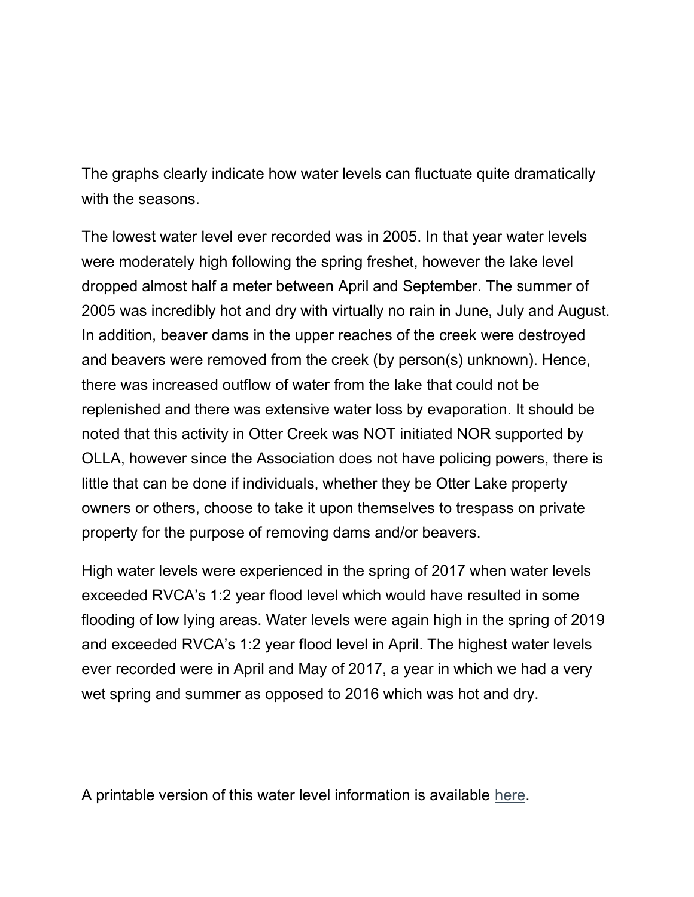The graphs clearly indicate how water levels can fluctuate quite dramatically with the seasons.

The lowest water level ever recorded was in 2005. In that year water levels were moderately high following the spring freshet, however the lake level dropped almost half a meter between April and September. The summer of 2005 was incredibly hot and dry with virtually no rain in June, July and August. In addition, beaver dams in the upper reaches of the creek were destroyed and beavers were removed from the creek (by person(s) unknown). Hence, there was increased outflow of water from the lake that could not be replenished and there was extensive water loss by evaporation. It should be noted that this activity in Otter Creek was NOT initiated NOR supported by OLLA, however since the Association does not have policing powers, there is little that can be done if individuals, whether they be Otter Lake property owners or others, choose to take it upon themselves to trespass on private property for the purpose of removing dams and/or beavers.

High water levels were experienced in the spring of 2017 when water levels exceeded RVCA's 1:2 year flood level which would have resulted in some flooding of low lying areas. Water levels were again high in the spring of 2019 and exceeded RVCA's 1:2 year flood level in April. The highest water levels ever recorded were in April and May of 2017, a year in which we had a very wet spring and summer as opposed to 2016 which was hot and dry.

A printable version of this water level information is available [here](here).